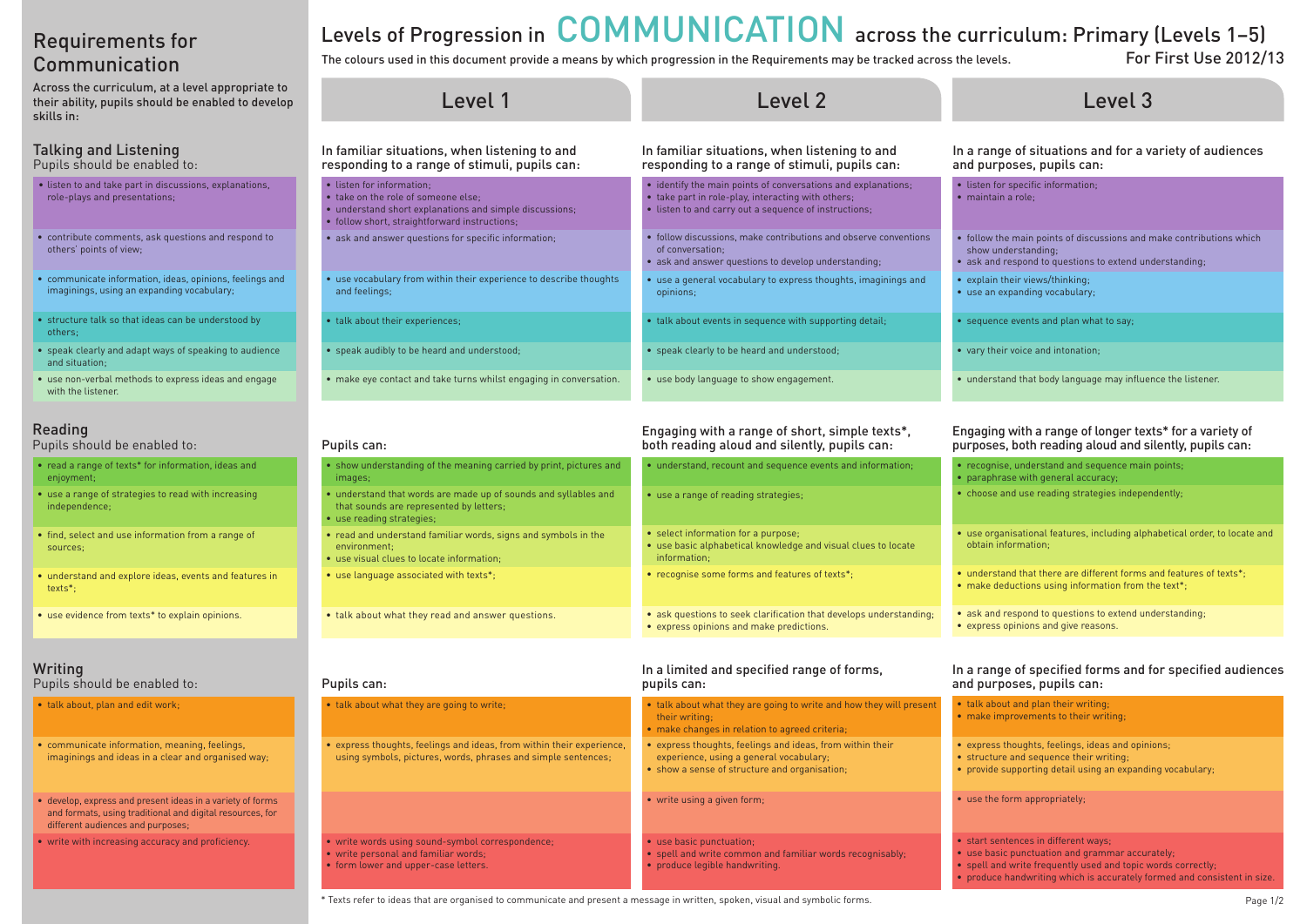# Levels of Progression in COMMUNICATION across the curriculum: Primary (Levels 1–5)

The colours used in this document provide a means by which progression in the Requirements may be tracked across the levels.

For First Use 2012/13

## Requirements for Communication

Across the curriculum, at a level appropriate to their ability, pupils should be enabled to develop skills in:

### Talking and Listening

| Requirements: Pupils should be enabled to: | Level 1: In familiar situations, when listening to and responding to a range of stimuli, pupils can: | Level 2: In familiar situations, when listening to and responding to a range of stimuli, pupils can: | Level 3: In a range of situations and for a variety of audiences and purposes, pupils can: |
|---|---|---|---|
| • listen to and take part in discussions, explanations, role-plays and presentations; | • listen for information;<br>• take on the role of someone else;<br>• understand short explanations and simple discussions;<br>• follow short, straightforward instructions; | • identify the main points of conversations and explanations;<br>• take part in role-play, interacting with others;<br>• listen to and carry out a sequence of instructions; | • listen for specific information;<br>• maintain a role; |
| • contribute comments, ask questions and respond to others' points of view; | • ask and answer questions for specific information; | • follow discussions, make contributions and observe conventions of conversation;<br>• ask and answer questions to develop understanding; | • follow the main points of discussions and make contributions which show understanding;<br>• ask and respond to questions to extend understanding; |
| • communicate information, ideas, opinions, feelings and imaginings, using an expanding vocabulary; | • use vocabulary from within their experience to describe thoughts and feelings; | • use a general vocabulary to express thoughts, imaginings and opinions; | • explain their views/thinking;<br>• use an expanding vocabulary; |
| • structure talk so that ideas can be understood by others; | • talk about their experiences; | • talk about events in sequence with supporting detail; | • sequence events and plan what to say; |
| • speak clearly and adapt ways of speaking to audience and situation; | • speak audibly to be heard and understood; | • speak clearly to be heard and understood; | • vary their voice and intonation; |
| • use non-verbal methods to express ideas and engage with the listener. | • make eye contact and take turns whilst engaging in conversation. | • use body language to show engagement. | • understand that body language may influence the listener. |

### Reading

| Requirements: Pupils should be enabled to: | Level 1: Pupils can: | Level 2: Engaging with a range of short, simple texts*, both reading aloud and silently, pupils can: | Level 3: Engaging with a range of longer texts* for a variety of purposes, both reading aloud and silently, pupils can: |
|---|---|---|---|
| • read a range of texts* for information, ideas and enjoyment; | • show understanding of the meaning carried by print, pictures and images; | • understand, recount and sequence events and information; | • recognise, understand and sequence main points;<br>• paraphrase with general accuracy; |
| • use a range of strategies to read with increasing independence; | • understand that words are made up of sounds and syllables and that sounds are represented by letters;<br>• use reading strategies; | • use a range of reading strategies; | • choose and use reading strategies independently; |
| • find, select and use information from a range of sources; | • read and understand familiar words, signs and symbols in the environment;<br>• use visual clues to locate information; | • select information for a purpose;<br>• use basic alphabetical knowledge and visual clues to locate information; | • use organisational features, including alphabetical order, to locate and obtain information; |
| • understand and explore ideas, events and features in texts*; | • use language associated with texts*; | • recognise some forms and features of texts*; | • understand that there are different forms and features of texts*;<br>• make deductions using information from the text*; |
| • use evidence from texts* to explain opinions. | • talk about what they read and answer questions. | • ask questions to seek clarification that develops understanding;<br>• express opinions and make predictions. | • ask and respond to questions to extend understanding;<br>• express opinions and give reasons. |

### Writing

| Requirements: Pupils should be enabled to: | Level 1: Pupils can: | Level 2: In a limited and specified range of forms, pupils can: | Level 3: In a range of specified forms and for specified audiences and purposes, pupils can: |
|---|---|---|---|
| • talk about, plan and edit work; | • talk about what they are going to write; | • talk about what they are going to write and how they will present their writing;<br>• make changes in relation to agreed criteria; | • talk about and plan their writing;<br>• make improvements to their writing; |
| • communicate information, meaning, feelings, imaginings and ideas in a clear and organised way; | • express thoughts, feelings and ideas, from within their experience, using symbols, pictures, words, phrases and simple sentences; | • express thoughts, feelings and ideas, from within their experience, using a general vocabulary;<br>• show a sense of structure and organisation; | • express thoughts, feelings, ideas and opinions;<br>• structure and sequence their writing;<br>• provide supporting detail using an expanding vocabulary; |
| • develop, express and present ideas in a variety of forms and formats, using traditional and digital resources, for different audiences and purposes; | | • write using a given form; | • use the form appropriately; |
| • write with increasing accuracy and proficiency. | • write words using sound-symbol correspondence;<br>• write personal and familiar words;<br>• form lower and upper-case letters. | • use basic punctuation;<br>• spell and write common and familiar words recognisably;<br>• produce legible handwriting. | • start sentences in different ways;<br>• use basic punctuation and grammar accurately;<br>• spell and write frequently used and topic words correctly;<br>• produce handwriting which is accurately formed and consistent in size. |

* Texts refer to ideas that are organised to communicate and present a message in written, spoken, visual and symbolic forms.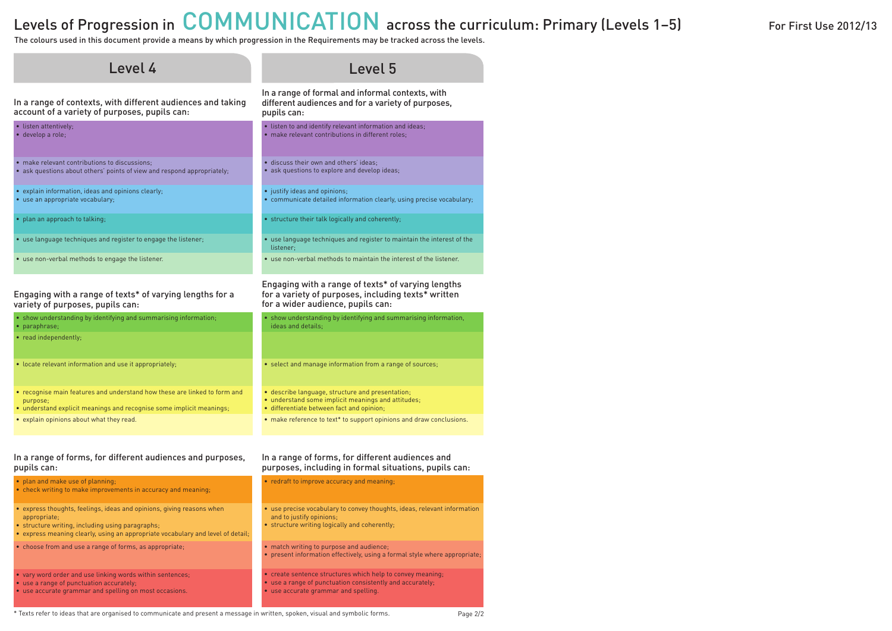# Levels of Progression in COMMUNICATION across the curriculum: Primary (Levels 1–5)

For First Use 2012/13

The colours used in this document provide a means by which progression in the Requirements may be tracked across the levels.

## Level 4

In a range of contexts, with different audiences and taking account of a variety of purposes, pupils can:

- listen attentively;
- develop a role;
- make relevant contributions to discussions;
- ask questions about others' points of view and respond appropriately;
- explain information, ideas and opinions clearly;
- use an appropriate vocabulary;
- plan an approach to talking;
- use language techniques and register to engage the listener;
- use non-verbal methods to engage the listener.

Engaging with a range of texts* of varying lengths for a variety of purposes, pupils can:

- show understanding by identifying and summarising information;
- paraphrase;
- read independently;
- locate relevant information and use it appropriately;
- recognise main features and understand how these are linked to form and purpose;
- understand explicit meanings and recognise some implicit meanings;
- explain opinions about what they read.

In a range of forms, for different audiences and purposes, pupils can:

- plan and make use of planning;
- check writing to make improvements in accuracy and meaning;
- express thoughts, feelings, ideas and opinions, giving reasons when appropriate;
- structure writing, including using paragraphs;
- express meaning clearly, using an appropriate vocabulary and level of detail;
- choose from and use a range of forms, as appropriate;
- vary word order and use linking words within sentences;
- use a range of punctuation accurately;
- use accurate grammar and spelling on most occasions.

## Level 5

In a range of formal and informal contexts, with different audiences and for a variety of purposes, pupils can:

- listen to and identify relevant information and ideas;
- make relevant contributions in different roles;
- discuss their own and others' ideas;
- ask questions to explore and develop ideas;
- justify ideas and opinions;
- communicate detailed information clearly, using precise vocabulary;
- structure their talk logically and coherently;
- use language techniques and register to maintain the interest of the listener;
- use non-verbal methods to maintain the interest of the listener.

Engaging with a range of texts* of varying lengths for a variety of purposes, including texts* written for a wider audience, pupils can:

- show understanding by identifying and summarising information, ideas and details;
- select and manage information from a range of sources;
- describe language, structure and presentation;
- understand some implicit meanings and attitudes;
- differentiate between fact and opinion;
- make reference to text* to support opinions and draw conclusions.

In a range of forms, for different audiences and purposes, including in formal situations, pupils can:

- redraft to improve accuracy and meaning;
- use precise vocabulary to convey thoughts, ideas, relevant information and to justify opinions;
- structure writing logically and coherently;
- match writing to purpose and audience;
- present information effectively, using a formal style where appropriate;
- create sentence structures which help to convey meaning;
- use a range of punctuation consistently and accurately;
- use accurate grammar and spelling.

\* Texts refer to ideas that are organised to communicate and present a message in written, spoken, visual and symbolic forms.